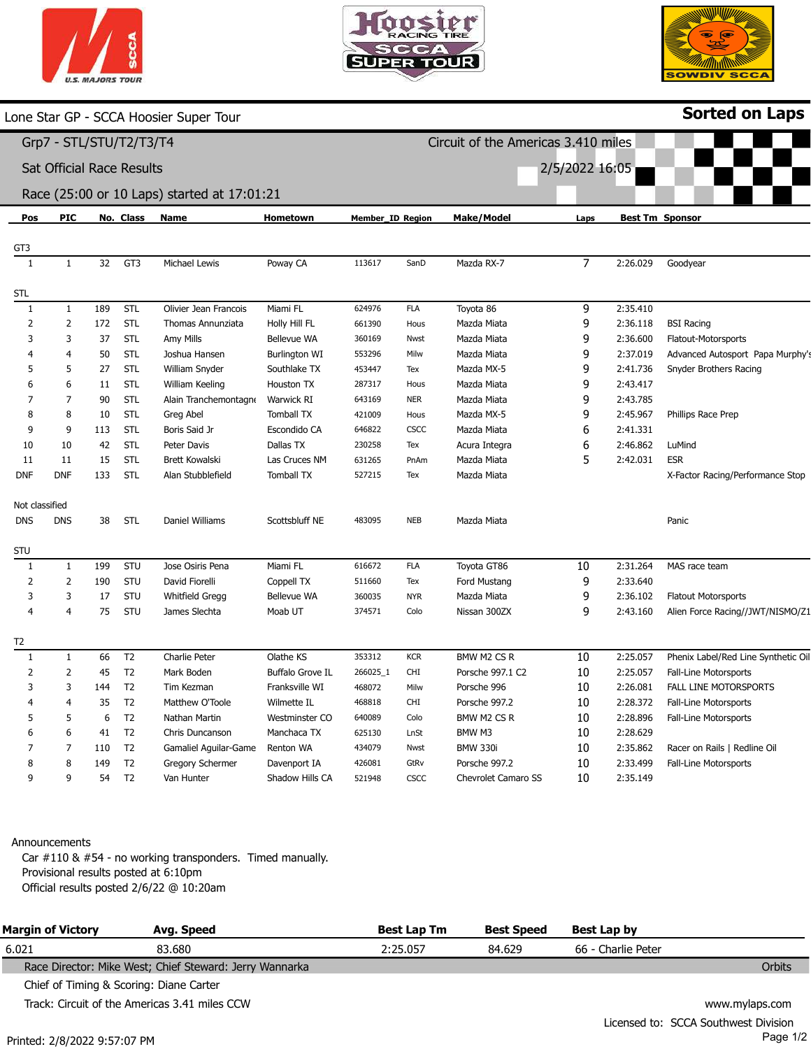Lone Star GP - SCCA Hoosier Super Tour

**Sorted on Laps**

## Grp7 - STL/STU/T2/T3/T4

Circuit of the Americas 3.410 miles

Sat Official Race Results

2/5/2022 16:05

Race (25:00 or 10 Laps) started at 17:01:21

| Pos | PIC | No. | Class | Name | Hometown | Member_ID | Region | Make/Model | Laps | Best Tm | Sponsor |
|---|---|---|---|---|---|---|---|---|---|---|---|
| **GT3** | | | | | | | | | | | |
| 1 | 1 | 32 | GT3 | Michael Lewis | Poway CA | 113617 | SanD | Mazda RX-7 | 7 | 2:26.029 | Goodyear |
| **STL** | | | | | | | | | | | |
| 1 | 1 | 189 | STL | Olivier Jean Francois | Miami FL | 624976 | FLA | Toyota 86 | 9 | 2:35.410 | |
| 2 | 2 | 172 | STL | Thomas Annunziata | Holly Hill FL | 661390 | Hous | Mazda Miata | 9 | 2:36.118 | BSI Racing |
| 3 | 3 | 37 | STL | Amy Mills | Bellevue WA | 360169 | Nwst | Mazda Miata | 9 | 2:36.600 | Flatout-Motorsports |
| 4 | 4 | 50 | STL | Joshua Hansen | Burlington WI | 553296 | Milw | Mazda Miata | 9 | 2:37.019 | Advanced Autosport Papa Murphy's |
| 5 | 5 | 27 | STL | William Snyder | Southlake TX | 453447 | Tex | Mazda MX-5 | 9 | 2:41.736 | Snyder Brothers Racing |
| 6 | 6 | 11 | STL | William Keeling | Houston TX | 287317 | Hous | Mazda Miata | 9 | 2:43.417 | |
| 7 | 7 | 90 | STL | Alain Tranchemontagne | Warwick RI | 643169 | NER | Mazda Miata | 9 | 2:43.785 | |
| 8 | 8 | 10 | STL | Greg Abel | Tomball TX | 421009 | Hous | Mazda MX-5 | 9 | 2:45.967 | Phillips Race Prep |
| 9 | 9 | 113 | STL | Boris Said Jr | Escondido CA | 646822 | CSCC | Mazda Miata | 6 | 2:41.331 | |
| 10 | 10 | 42 | STL | Peter Davis | Dallas TX | 230258 | Tex | Acura Integra | 6 | 2:46.862 | LuMind |
| 11 | 11 | 15 | STL | Brett Kowalski | Las Cruces NM | 631265 | PnAm | Mazda Miata | 5 | 2:42.031 | ESR |
| DNF | DNF | 133 | STL | Alan Stubblefield | Tomball TX | 527215 | Tex | Mazda Miata | | | X-Factor Racing/Performance Stop |
| **Not classified** | | | | | | | | | | | |
| DNS | DNS | 38 | STL | Daniel Williams | Scottsbluff NE | 483095 | NEB | Mazda Miata | | | Panic |
| **STU** | | | | | | | | | | | |
| 1 | 1 | 199 | STU | Jose Osiris Pena | Miami FL | 616672 | FLA | Toyota GT86 | 10 | 2:31.264 | MAS race team |
| 2 | 2 | 190 | STU | David Fiorelli | Coppell TX | 511660 | Tex | Ford Mustang | 9 | 2:33.640 | |
| 3 | 3 | 17 | STU | Whitfield Gregg | Bellevue WA | 360035 | NYR | Mazda Miata | 9 | 2:36.102 | Flatout Motorsports |
| 4 | 4 | 75 | STU | James Slechta | Moab UT | 374571 | Colo | Nissan 300ZX | 9 | 2:43.160 | Alien Force Racing//JWT/NISMO/Z1 |
| **T2** | | | | | | | | | | | |
| 1 | 1 | 66 | T2 | Charlie Peter | Olathe KS | 353312 | KCR | BMW M2 CS R | 10 | 2:25.057 | Phenix Label/Red Line Synthetic Oil |
| 2 | 2 | 45 | T2 | Mark Boden | Buffalo Grove IL | 266025_1 | CHI | Porsche 997.1 C2 | 10 | 2:25.057 | Fall-Line Motorsports |
| 3 | 3 | 144 | T2 | Tim Kezman | Franksville WI | 468072 | Milw | Porsche 996 | 10 | 2:26.081 | FALL LINE MOTORSPORTS |
| 4 | 4 | 35 | T2 | Matthew O'Toole | Wilmette IL | 468818 | CHI | Porsche 997.2 | 10 | 2:28.372 | Fall-Line Motorsports |
| 5 | 5 | 6 | T2 | Nathan Martin | Westminster CO | 640089 | Colo | BMW M2 CS R | 10 | 2:28.896 | Fall-Line Motorsports |
| 6 | 6 | 41 | T2 | Chris Duncanson | Manchaca TX | 625130 | LnSt | BMW M3 | 10 | 2:28.629 | |
| 7 | 7 | 110 | T2 | Gamaliel Aguilar-Game | Renton WA | 434079 | Nwst | BMW 330i | 10 | 2:35.862 | Racer on Rails \| Redline Oil |
| 8 | 8 | 149 | T2 | Gregory Schermer | Davenport IA | 426081 | GtRv | Porsche 997.2 | 10 | 2:33.499 | Fall-Line Motorsports |
| 9 | 9 | 54 | T2 | Van Hunter | Shadow Hills CA | 521948 | CSCC | Chevrolet Camaro SS | 10 | 2:35.149 | |

Announcements

Car #110 & #54 - no working transponders. Timed manually.
Provisional results posted at 6:10pm
Official results posted 2/6/22 @ 10:20am

| Margin of Victory | Avg. Speed | Best Lap Tm | Best Speed | Best Lap by |
|---|---|---|---|---|
| 6.021 | 83.680 | 2:25.057 | 84.629 | 66 - Charlie Peter |

Race Director: Mike West; Chief Steward: Jerry Wannarka

Orbits

Chief of Timing & Scoring: Diane Carter

Track: Circuit of the Americas 3.41 miles CCW

www.mylaps.com

Licensed to: SCCA Southwest Division

Printed: 2/8/2022 9:57:07 PM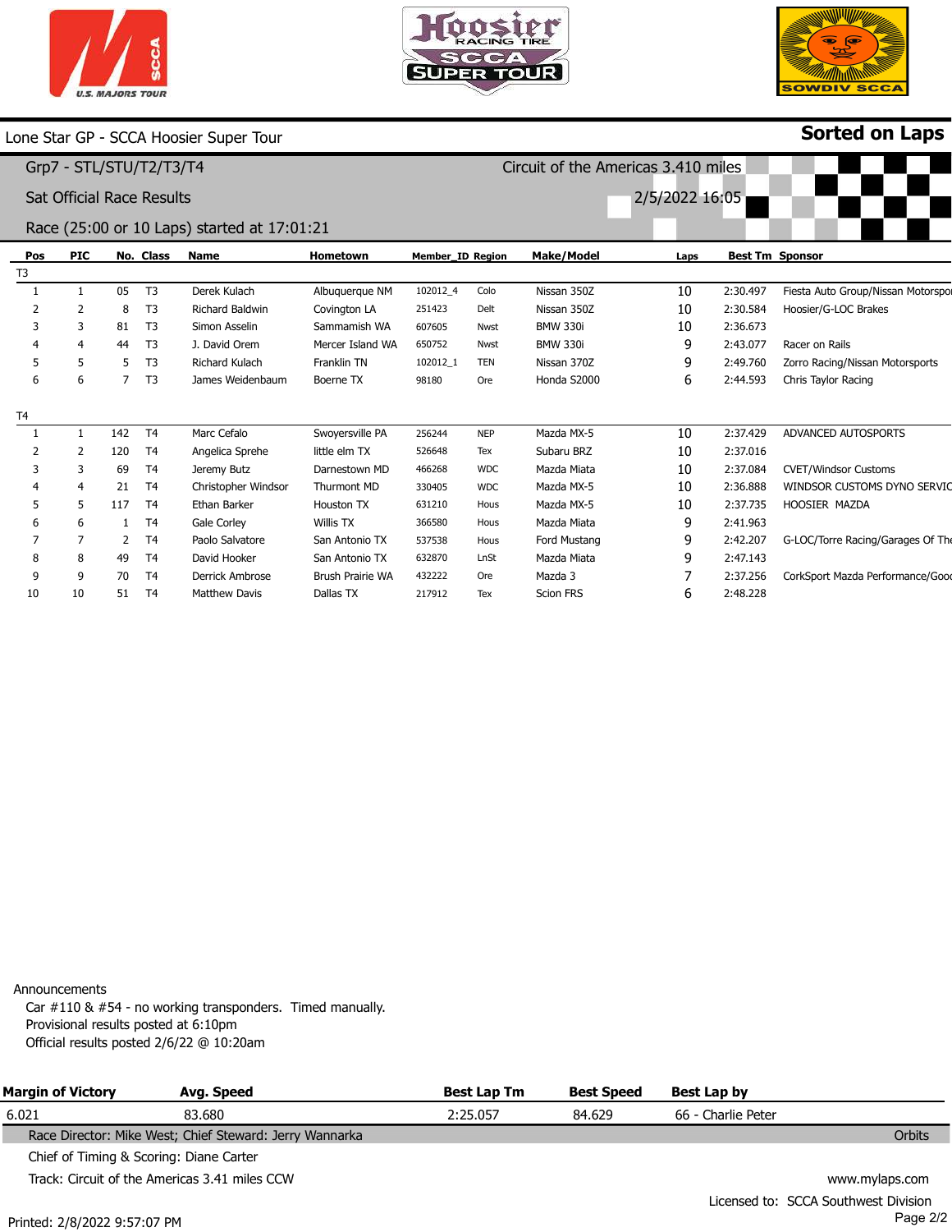Lone Star GP - SCCA Hoosier Super Tour

**Sorted on Laps**

Grp7 - STL/STU/T2/T3/T4

Circuit of the Americas 3.410 miles

Sat Official Race Results

2/5/2022 16:05

Race (25:00 or 10 Laps) started at 17:01:21

| Pos | PIC | No. | Class | Name | Hometown | Member_ID | Region | Make/Model | Laps | Best Tm | Sponsor |
|---|---|---|---|---|---|---|---|---|---|---|---|
| T3 | | | | | | | | | | | |
| 1 | 1 | 05 | T3 | Derek Kulach | Albuquerque NM | 102012_4 | Colo | Nissan 350Z | 10 | 2:30.497 | Fiesta Auto Group/Nissan Motorspo |
| 2 | 2 | 8 | T3 | Richard Baldwin | Covington LA | 251423 | Delt | Nissan 350Z | 10 | 2:30.584 | Hoosier/G-LOC Brakes |
| 3 | 3 | 81 | T3 | Simon Asselin | Sammamish WA | 607605 | Nwst | BMW 330i | 10 | 2:36.673 | |
| 4 | 4 | 44 | T3 | J. David Orem | Mercer Island WA | 650752 | Nwst | BMW 330i | 9 | 2:43.077 | Racer on Rails |
| 5 | 5 | 5 | T3 | Richard Kulach | Franklin TN | 102012_1 | TEN | Nissan 370Z | 9 | 2:49.760 | Zorro Racing/Nissan Motorsports |
| 6 | 6 | 7 | T3 | James Weidenbaum | Boerne TX | 98180 | Ore | Honda S2000 | 6 | 2:44.593 | Chris Taylor Racing |
| T4 | | | | | | | | | | | |
| 1 | 1 | 142 | T4 | Marc Cefalo | Swoyersville PA | 256244 | NEP | Mazda MX-5 | 10 | 2:37.429 | ADVANCED AUTOSPORTS |
| 2 | 2 | 120 | T4 | Angelica Sprehe | little elm TX | 526648 | Tex | Subaru BRZ | 10 | 2:37.016 | |
| 3 | 3 | 69 | T4 | Jeremy Butz | Darnestown MD | 466268 | WDC | Mazda Miata | 10 | 2:37.084 | CVET/Windsor Customs |
| 4 | 4 | 21 | T4 | Christopher Windsor | Thurmont MD | 330405 | WDC | Mazda MX-5 | 10 | 2:36.888 | WINDSOR CUSTOMS DYNO SERVIC |
| 5 | 5 | 117 | T4 | Ethan Barker | Houston TX | 631210 | Hous | Mazda MX-5 | 10 | 2:37.735 | HOOSIER MAZDA |
| 6 | 6 | 1 | T4 | Gale Corley | Willis TX | 366580 | Hous | Mazda Miata | 9 | 2:41.963 | |
| 7 | 7 | 2 | T4 | Paolo Salvatore | San Antonio TX | 537538 | Hous | Ford Mustang | 9 | 2:42.207 | G-LOC/Torre Racing/Garages Of The |
| 8 | 8 | 49 | T4 | David Hooker | San Antonio TX | 632870 | LnSt | Mazda Miata | 9 | 2:47.143 | |
| 9 | 9 | 70 | T4 | Derrick Ambrose | Brush Prairie WA | 432222 | Ore | Mazda 3 | 7 | 2:37.256 | CorkSport Mazda Performance/Good |
| 10 | 10 | 51 | T4 | Matthew Davis | Dallas TX | 217912 | Tex | Scion FRS | 6 | 2:48.228 | |

Announcements
- Car #110 & #54 - no working transponders. Timed manually.
- Provisional results posted at 6:10pm
- Official results posted 2/6/22 @ 10:20am

| Margin of Victory | Avg. Speed | Best Lap Tm | Best Speed | Best Lap by |
|---|---|---|---|---|
| 6.021 | 83.680 | 2:25.057 | 84.629 | 66 - Charlie Peter |

Race Director: Mike West; Chief Steward: Jerry Wannarka

Orbits

Chief of Timing & Scoring: Diane Carter

Track: Circuit of the Americas 3.41 miles CCW

www.mylaps.com

Licensed to: SCCA Southwest Division

Printed: 2/8/2022 9:57:07 PM